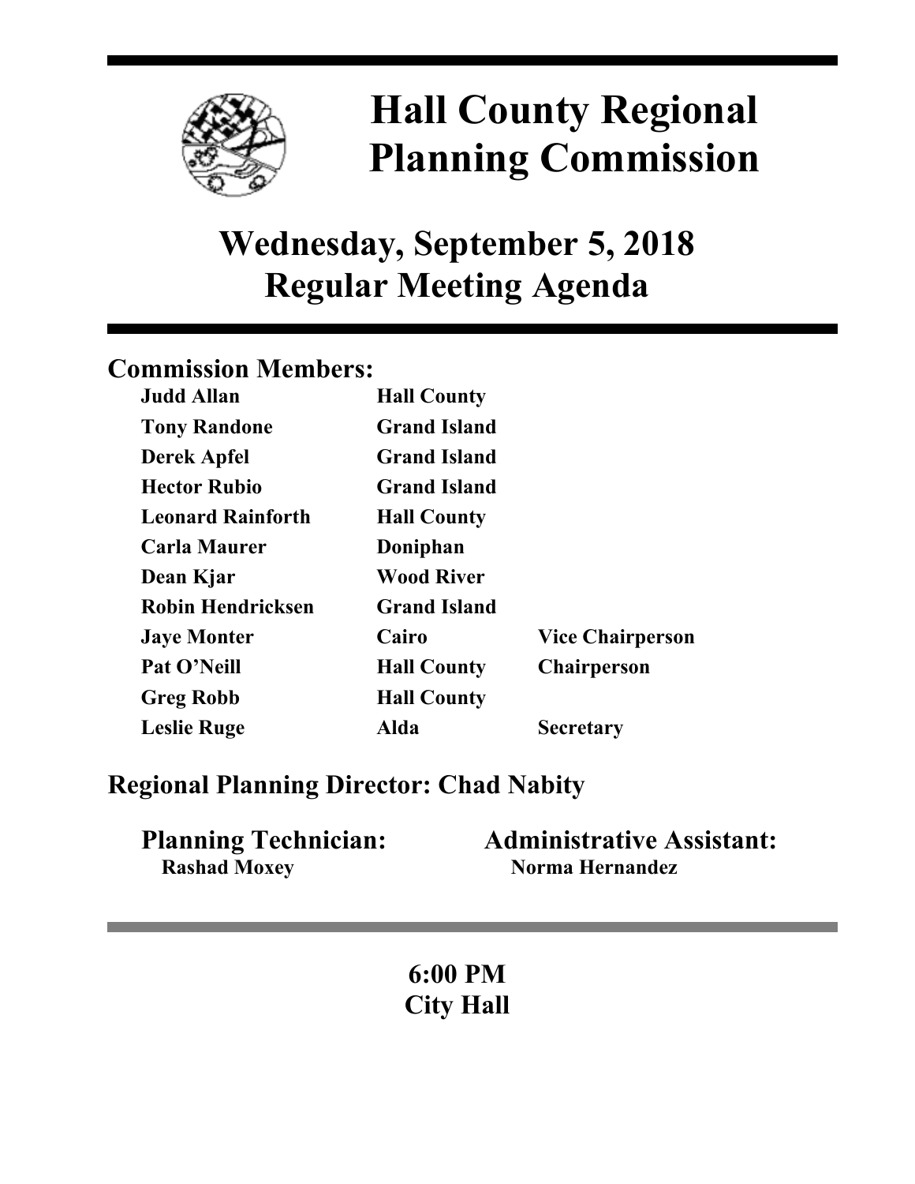# Hall County Regional Planning Commission

## Wednesday, September 5, 2018 Regular Meeting Agenda

### Commission Members:

| | | |
|---|---|---|
| **Judd Allan** | **Hall County** | |
| **Tony Randone** | **Grand Island** | |
| **Derek Apfel** | **Grand Island** | |
| **Hector Rubio** | **Grand Island** | |
| **Leonard Rainforth** | **Hall County** | |
| **Carla Maurer** | **Doniphan** | |
| **Dean Kjar** | **Wood River** | |
| **Robin Hendricksen** | **Grand Island** | |
| **Jaye Monter** | **Cairo** | **Vice Chairperson** |
| **Pat O'Neill** | **Hall County** | **Chairperson** |
| **Greg Robb** | **Hall County** | |
| **Leslie Ruge** | **Alda** | **Secretary** |

### Regional Planning Director: Chad Nabity

**Planning Technician:**
**Rashad Moxey**

**Administrative Assistant:**
**Norma Hernandez**

**6:00 PM**
**City Hall**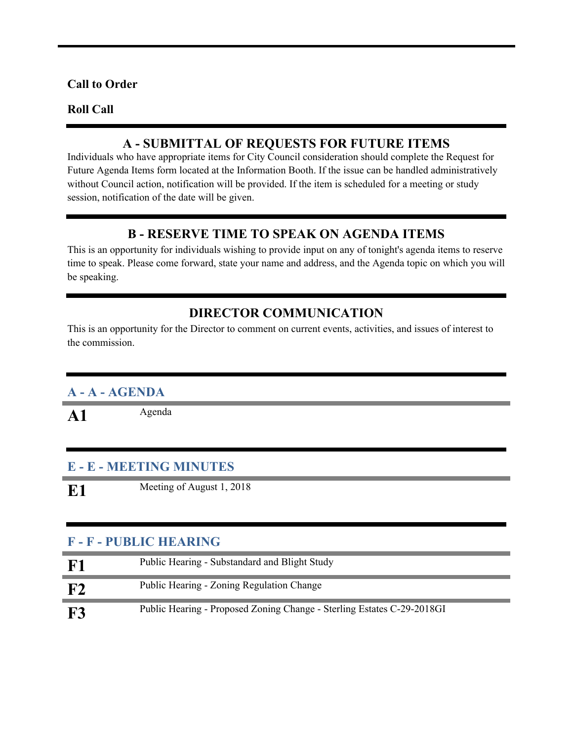**Call to Order**

**Roll Call**

## A - SUBMITTAL OF REQUESTS FOR FUTURE ITEMS

Individuals who have appropriate items for City Council consideration should complete the Request for Future Agenda Items form located at the Information Booth. If the issue can be handled administratively without Council action, notification will be provided. If the item is scheduled for a meeting or study session, notification of the date will be given.

## B - RESERVE TIME TO SPEAK ON AGENDA ITEMS

This is an opportunity for individuals wishing to provide input on any of tonight's agenda items to reserve time to speak. Please come forward, state your name and address, and the Agenda topic on which you will be speaking.

## DIRECTOR COMMUNICATION

This is an opportunity for the Director to comment on current events, activities, and issues of interest to the commission.

### A - A - AGENDA

**A1** Agenda

### E - E - MEETING MINUTES

**E1** Meeting of August 1, 2018

### F - F - PUBLIC HEARING

**F1** Public Hearing - Substandard and Blight Study

**F2** Public Hearing - Zoning Regulation Change

**F3** Public Hearing - Proposed Zoning Change - Sterling Estates C-29-2018GI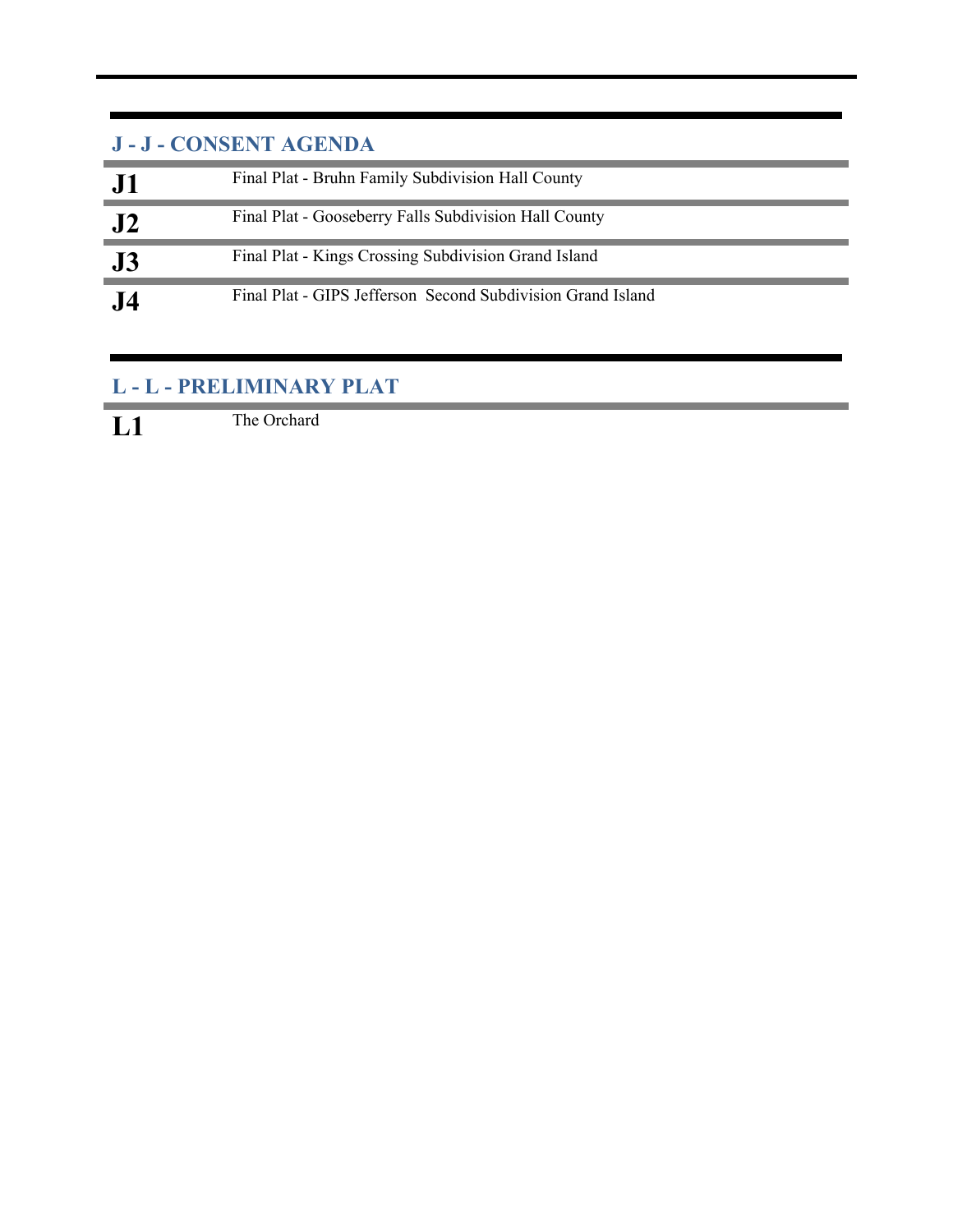## J - J - CONSENT AGENDA

| | |
|---|---|
| **J1** | Final Plat - Bruhn Family Subdivision Hall County |
| **J2** | Final Plat - Gooseberry Falls Subdivision Hall County |
| **J3** | Final Plat - Kings Crossing Subdivision Grand Island |
| **J4** | Final Plat - GIPS Jefferson Second Subdivision Grand Island |

## L - L - PRELIMINARY PLAT

| | |
|---|---|
| **L1** | The Orchard |